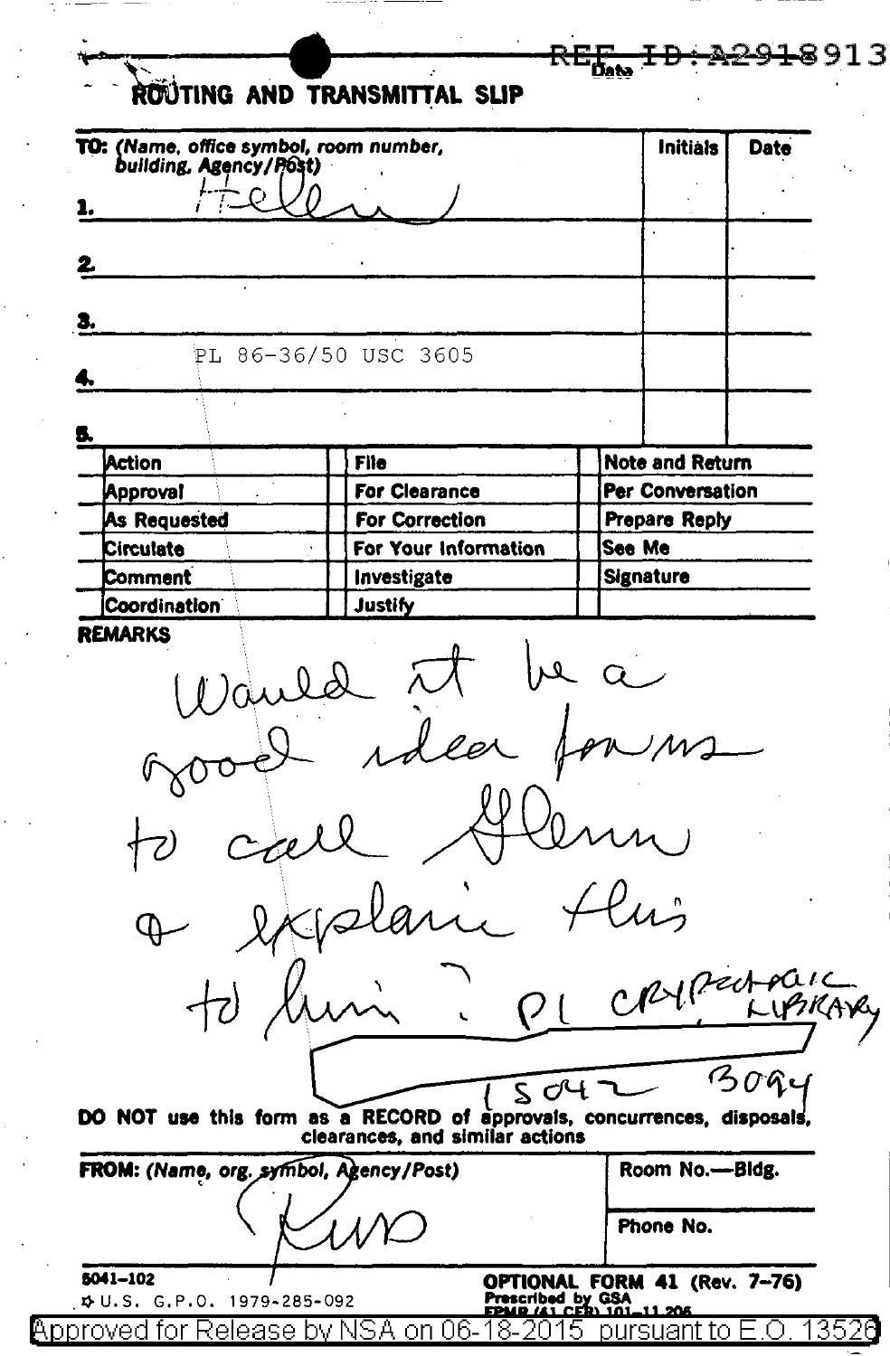REF ID:A2918913

# ROUTING AND TRANSMITTAL SLIP

Date

| TO: (Name, office symbol, room number, building, Agency/Post) | Initials | Date |
|---|---|---|
| 1. Helen | | |
| 2. | | |
| 3. | | |
| 4. PL 86-36/50 USC 3605 | | |
| 5. | | |

| | | |
|---|---|---|
| Action | File | Note and Return |
| Approval | For Clearance | Per Conversation |
| As Requested | For Correction | Prepare Reply |
| Circulate | For Your Information | See Me |
| Comment | Investigate | Signature |
| Coordination | Justify | |

**REMARKS**

Would it be a good idea for us to call Glenn & explain this to him? PL CRYPTOLOGIC LIBRARY

15042 3094

**DO NOT use this form as a RECORD of approvals, concurrences, disposals, clearances, and similar actions**

| FROM: (Name, org. symbol, Agency/Post) | Room No.—Bldg. |
|---|---|
| Russ | Phone No. |

5041-102
U.S. G.P.O. 1979-285-092

**OPTIONAL FORM 41 (Rev. 7-76)**
Prescribed by GSA
FPMR (41 CFR) 101-11.206

Approved for Release by NSA on 06-18-2015 pursuant to E.O. 13526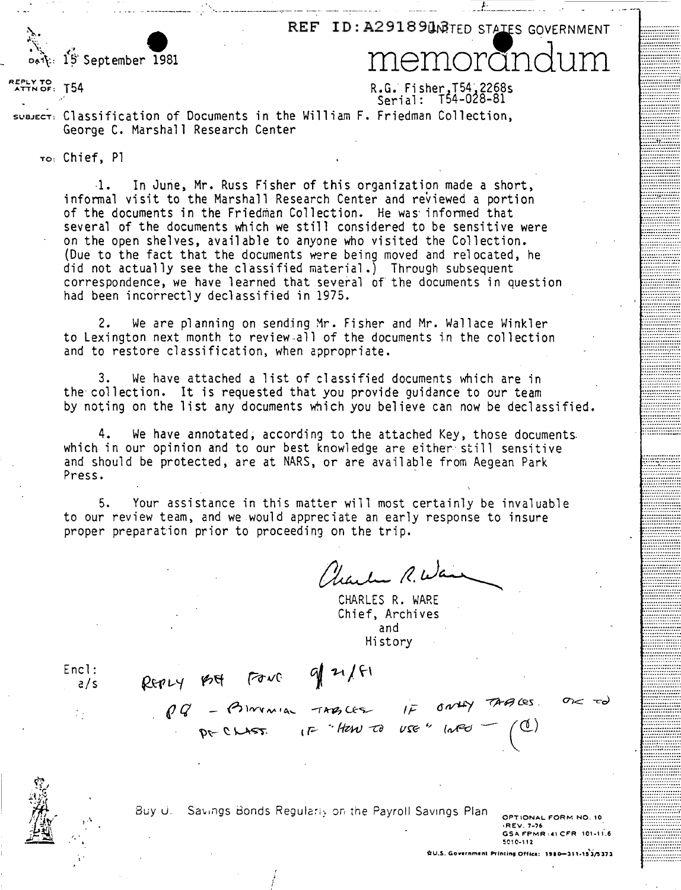REF ID:A2918913 UNITED STATES GOVERNMENT

# memorandum

DATE: 15 September 1981

REPLY TO ATTN OF: T54

R.G. Fisher,T54,2268s
Serial: T54-028-81

SUBJECT: Classification of Documents in the William F. Friedman Collection, George C. Marshall Research Center

TO: Chief, P1

1. In June, Mr. Russ Fisher of this organization made a short, informal visit to the Marshall Research Center and reviewed a portion of the documents in the Friedman Collection. He was informed that several of the documents which we still considered to be sensitive were on the open shelves, available to anyone who visited the Collection. (Due to the fact that the documents were being moved and relocated, he did not actually see the classified material.) Through subsequent correspondence, we have learned that several of the documents in question had been incorrectly declassified in 1975.

2. We are planning on sending Mr. Fisher and Mr. Wallace Winkler to Lexington next month to review all of the documents in the collection and to restore classification, when appropriate.

3. We have attached a list of classified documents which are in the collection. It is requested that you provide guidance to our team by noting on the list any documents which you believe can now be declassified.

4. We have annotated, according to the attached Key, those documents which in our opinion and to our best knowledge are either still sensitive and should be protected, are at NARS, or are available from Aegean Park Press.

5. Your assistance in this matter will most certainly be invaluable to our review team, and we would appreciate an early response to insure proper preparation prior to proceeding on the trip.

CHARLES R. WARE
Chief, Archives
and
History

Encl:
a/s

REPLY BY FONE 9/21/81

PG - BINOMIAL TABLES IF ONLY TABLES OK TO DE-CLASS. IF "HOW TO USE" INFO — (C)

Buy U.S. Savings Bonds Regularly on the Payroll Savings Plan

OPTIONAL FORM NO. 10
(REV. 7-76)
GSA FPMR (41 CFR) 101-11.6
5010-112

U.S. Government Printing Office: 1980—311-153/5373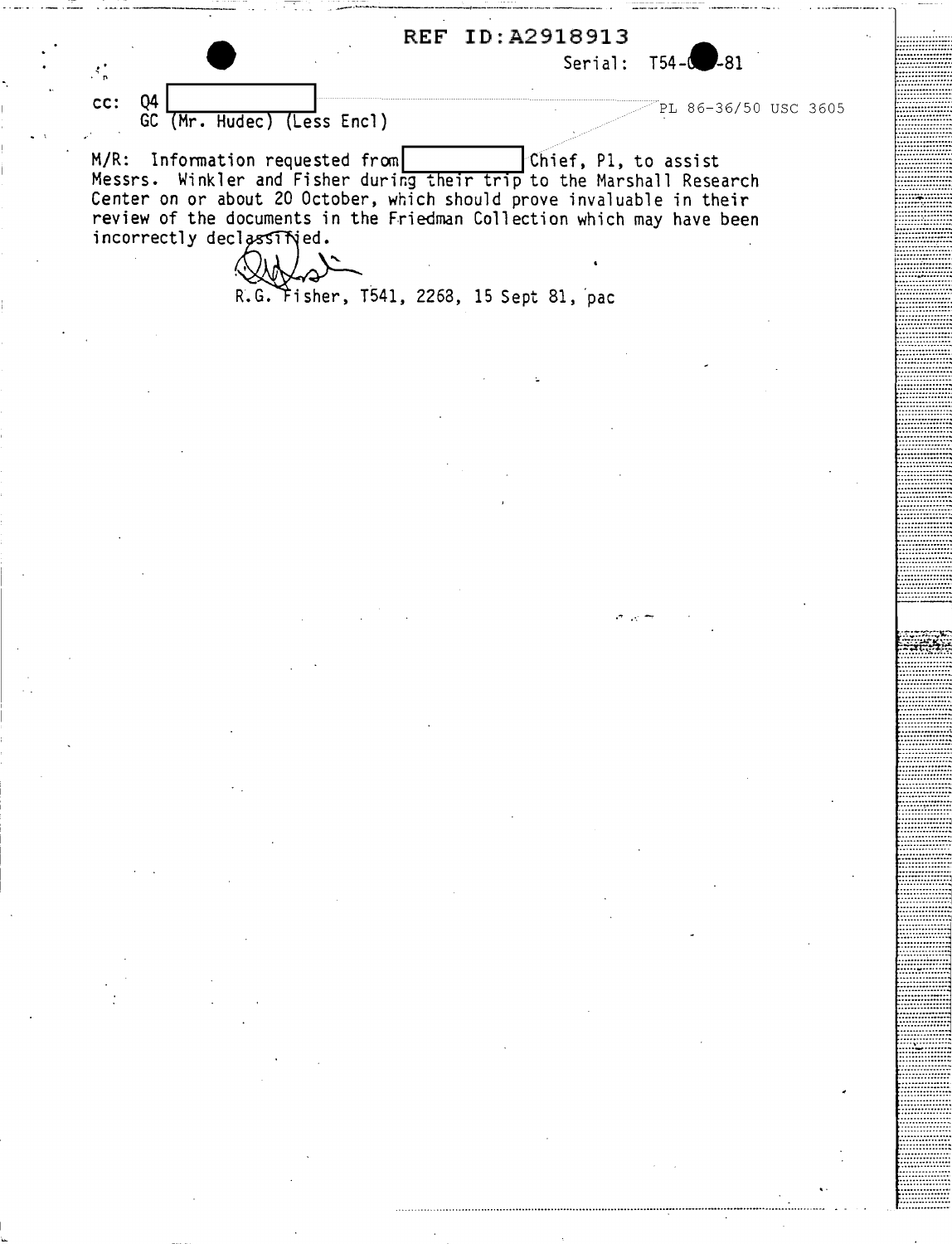REF ID:A2918913

Serial: T54-[redacted]-81

cc: Q4 [redacted]
GC (Mr. Hudec) (Less Encl)

PL 86-36/50 USC 3605

M/R: Information requested from [redacted] Chief, P1, to assist Messrs. Winkler and Fisher during their trip to the Marshall Research Center on or about 20 October, which should prove invaluable in their review of the documents in the Friedman Collection which may have been incorrectly declassified.

R.G. Fisher, T541, 2268, 15 Sept 81, pac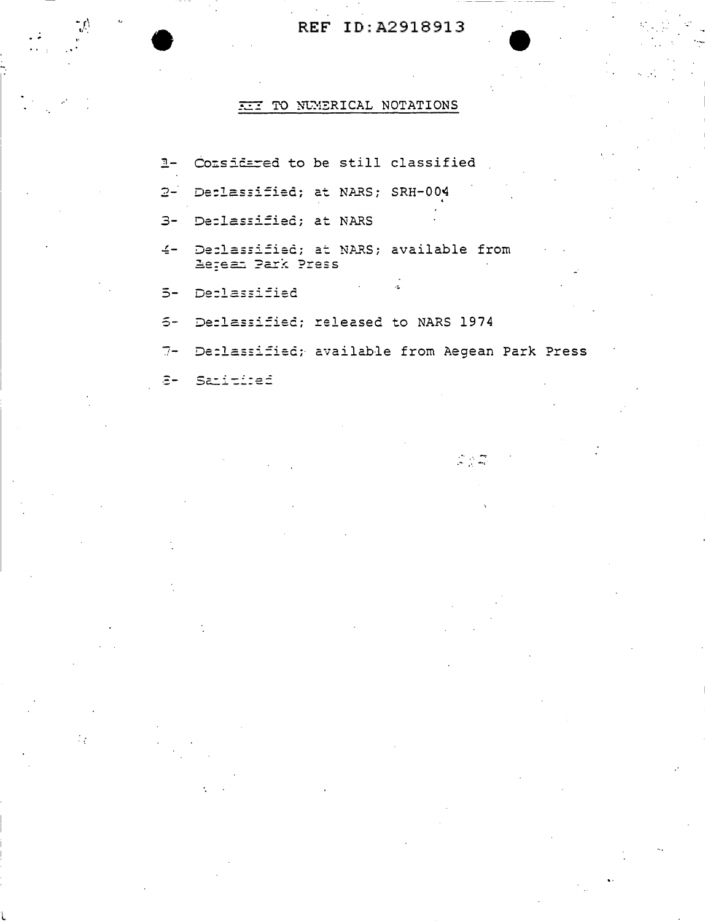## KEY TO NUMERICAL NOTATIONS

1- Considered to be still classified

2- Declassified; at NARS; SRH-004

3- Declassified; at NARS

4- Declassified; at NARS; available from Aegean Park Press

5- Declassified

6- Declassified; released to NARS 1974

7- Declassified; available from Aegean Park Press

8- Sanitized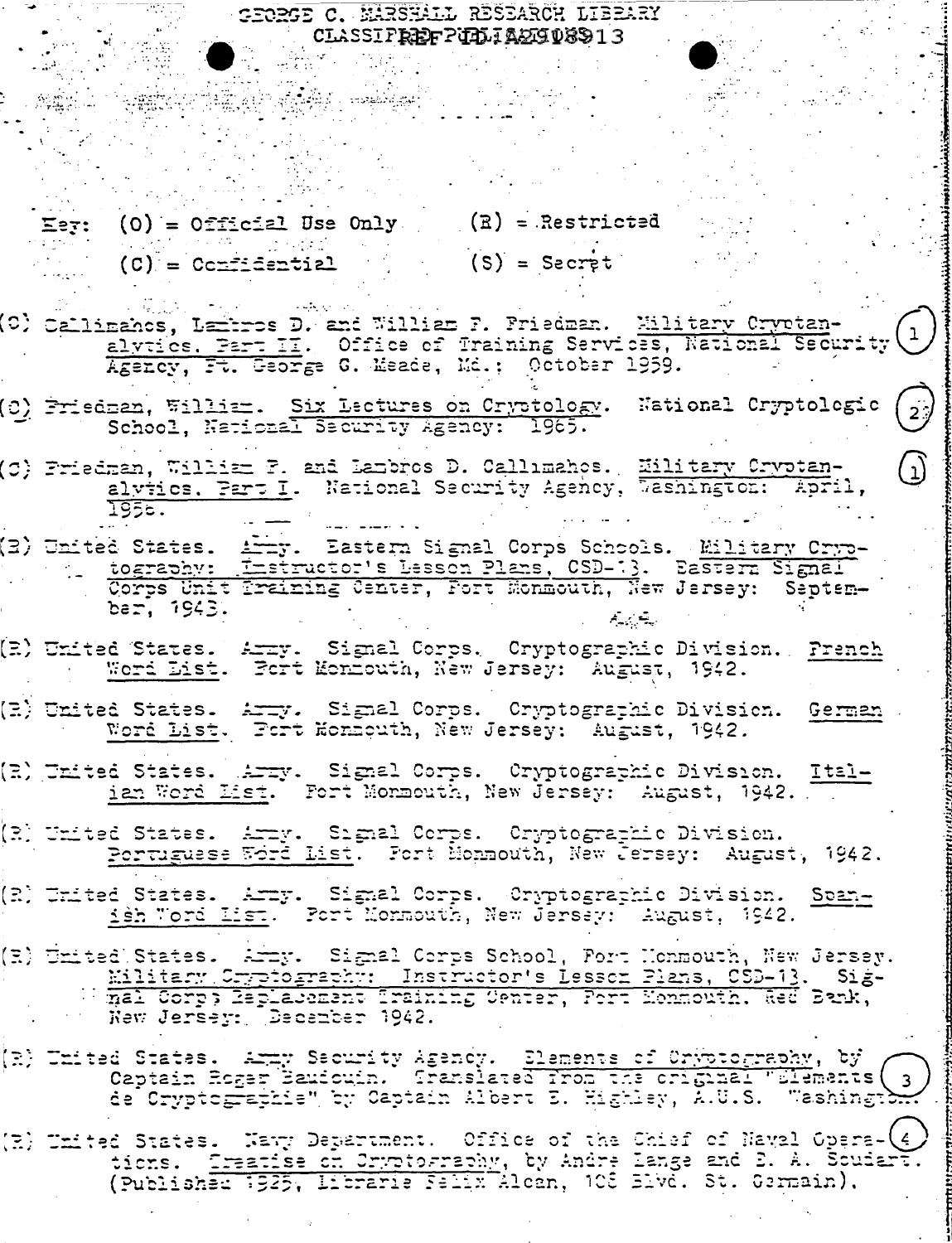GEORGE C. MARSHALL RESEARCH LIBRARY
CLASSIFIED REF ID:A2908913

Key: (O) = Official Use Only (R) = Restricted

(C) = Confidential (S) = Secret

(C) Callimahos, Lambros D. and William F. Friedman. Military Cryptanalytics, Part II. Office of Training Services, National Security Agency, Ft. George G. Meade, Md.: October 1959. (1)

(C) Friedman, William. Six Lectures on Cryptology. National Cryptologic School, National Security Agency: 1965. (2)

(C) Friedman, William F. and Lambros D. Callimahos. Military Cryptanalytics, Part I. National Security Agency, Washington: April, 1956. (1)

(R) United States. Army. Eastern Signal Corps Schools. Military Cryptography: Instructor's Lesson Plans, CSD-13. Eastern Signal Corps Unit Training Center, Fort Monmouth, New Jersey: September, 1943.

(R) United States. Army. Signal Corps. Cryptographic Division. French Word List. Fort Monmouth, New Jersey: August, 1942.

(R) United States. Army. Signal Corps. Cryptographic Division. German Word List. Fort Monmouth, New Jersey: August, 1942.

(R) United States. Army. Signal Corps. Cryptographic Division. Italian Word List. Fort Monmouth, New Jersey: August, 1942.

(R) United States. Army. Signal Corps. Cryptographic Division. Portuguese Word List. Fort Monmouth, New Jersey: August, 1942.

(R) United States. Army. Signal Corps. Cryptographic Division. Spanish Word List. Fort Monmouth, New Jersey: August, 1942.

(R) United States. Army. Signal Corps School, Fort Monmouth, New Jersey. Military Cryptography: Instructor's Lesson Plans, CSD-13. Signal Corps Replacement Training Center, Fort Monmouth. Red Bank, New Jersey: December 1942.

(R) United States. Army Security Agency. Elements of Cryptography, by Captain Roger Baudouin. Translated from the original "Elements de Cryptographie" by Captain Albert E. Highley, A.U.S. Washington. (3)

(R) United States. Navy Department. Office of the Chief of Naval Operations. Treatise on Cryptography, by Andre Lange and E. A. Soudart. (Published 1925, Librarie Felix Alcan, 108 Blvd. St. Germain). (4)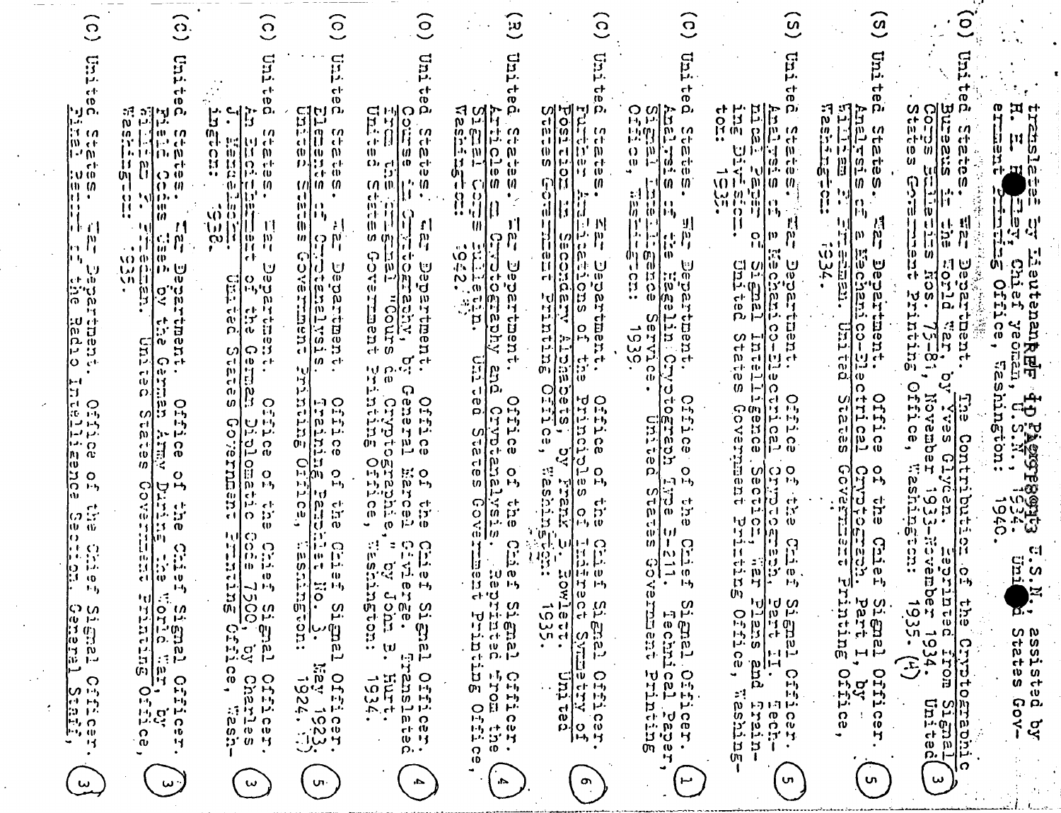translated by Lieutenant REF ID:A4598013 U.S.N., assisted by H. E. B●●ley, Chief yeoman, U.S.N., 1934. United States Government Printing Office, Washington: 1940.

(O) United States. War Department. The Contribution of the Cryptographic Bureaus in the World War, by Yves Gylden. Reprinted from Signal Corps Bulletins Nos. 75-81, November 1933-November 1934. United States Government Printing Office, Washington: 1935. (U) (3)

(S) United States. War Department. Office of the Chief Signal Officer. Analysis of a Mechanico-Electrical Cryptograph. Part I, by William F. Friedman. United States Government Printing Office, Washington: 1934. (5)

(S) United States. War Department. Office of the Chief Signal Officer. Analysis of a Mechanico-Electrical Cryptograph. Part II. Technical Paper of Signal Intelligence Section, War Plans and Training Division. United States Government Printing Office, Washington: 1935. (5)

(C) United States. War Department. Office of the Chief Signal Officer. Analysis of the Hagelin Cryptograph Type B-211. Technical Paper, Signal Intelligence Service. United States Government Printing Office, Washington: 1939. (1)

(C) United States. War Department. Office of the Chief Signal Officer. Further Applications of the Principles of Indirect Symmetry of Position in Secondary Alphabets, by Frank B. Rowlett. United States Government Printing Office, Washington: 1935. (6)

(R) United States. War Department. Office of the Chief Signal Officer. Articles on Cryptography and Cryptanalysis. Reprinted from the Signal Corps Bulletin. United States Government Printing Office, Washington: 1942. (4)

(O) United States. War Department. Office of the Chief Signal Officer. Course in Cryptography, by General Marcel Givierge. Translated from the original "Cours de Cryptographie," by John B. Hurt. United States Government Printing Office, Washington: 1934. (4)

(O) United States. War Department. Office of the Chief Signal Officer. Elements of Cryptanalysis. Training Pamphlet No. 3. May 1923. United States Government Printing Office, Washington: 1924. (U) (5)

(C) United States. War Department. Office of the Chief Signal Officer. An Encipherment of the German Diplomatic Code 7500, by Charles J. Mendelsohn. United States Government Printing Office, Washington: 1938. (3)

(C) United States. War Department. Office of the Chief Signal Officer. Field Codes Used by the German Army During the World War, by William F. Friedman. United States Government Printing Office, Washington: 1935. (3)

(C) United States. War Department. Office of the Chief Signal Officer. Final Report of the Radio Intelligence Section, General Staff, (3)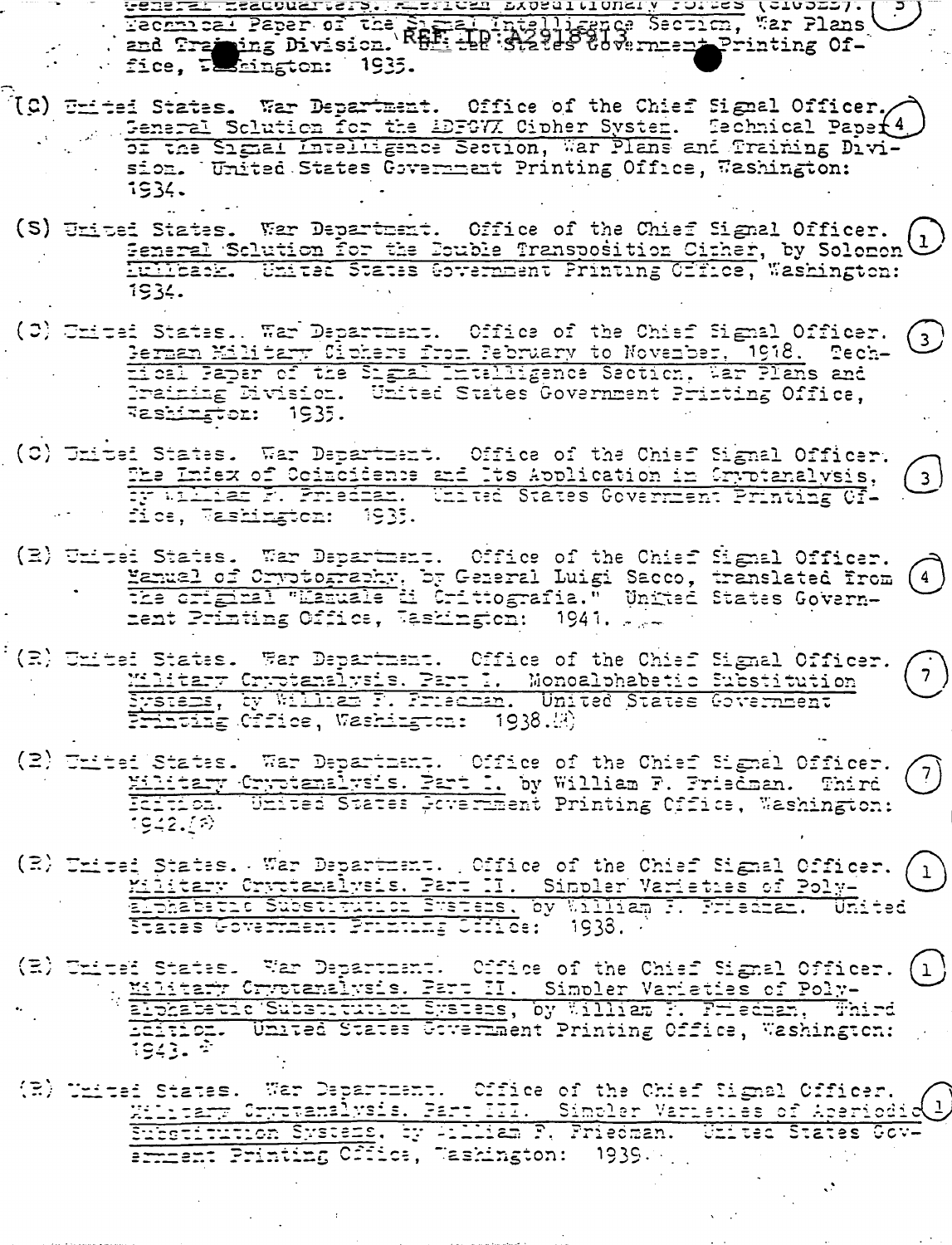General Headquarters. American Expeditionary Forces (SIGSEC). Technical Paper of the Signal Intelligence Section, War Plans and Training Division. United States Government Printing Office, Washington: 1935. (5)

(C) United States. War Department. Office of the Chief Signal Officer. General Solution for the ADFGVX Cipher System. Technical Paper of the Signal Intelligence Section, War Plans and Training Division. United States Government Printing Office, Washington: 1934. (4)

(S) United States. War Department. Office of the Chief Signal Officer. General Solution for the Double Transposition Cipher, by Solomon Kullback. United States Government Printing Office, Washington: 1934. (1)

(C) United States. War Department. Office of the Chief Signal Officer. German Military Ciphers from February to November, 1918. Technical Paper of the Signal Intelligence Section, War Plans and Training Division. United States Government Printing Office, Washington: 1935. (3)

(C) United States. War Department. Office of the Chief Signal Officer. The Index of Coincidence and Its Application in Cryptanalysis, by William F. Friedman. United States Government Printing Office, Washington: 1935. (3)

(R) United States. War Department. Office of the Chief Signal Officer. Manual of Cryptography, by General Luigi Sacco, translated from the original "Manuale di Crittografia." United States Government Printing Office, Washington: 1941. (4)

(R) United States. War Department. Office of the Chief Signal Officer. Military Cryptanalysis. Part I. Monoalphabetic Substitution Systems, by William F. Friedman. United States Government Printing Office, Washington: 1938. (7)

(R) United States. War Department. Office of the Chief Signal Officer. Military Cryptanalysis. Part I. by William F. Friedman. Third Edition. United States Government Printing Office, Washington: 1942. (7)

(R) United States. War Department. Office of the Chief Signal Officer. Military Cryptanalysis. Part II. Simpler Varieties of Polyalphabetic Substitution Systems, by William F. Friedman. United States Government Printing Office: 1938. (1)

(R) United States. War Department. Office of the Chief Signal Officer. Military Cryptanalysis. Part II. Simpler Varieties of Polyalphabetic Substitution Systems, by William F. Friedman, Third Edition. United States Government Printing Office, Washington: 1943. (1)

(R) United States. War Department. Office of the Chief Signal Officer. Military Cryptanalysis. Part III. Simpler Varieties of Aperiodic Substitution Systems, by William F. Friedman. United States Government Printing Office, Washington: 1939. (1)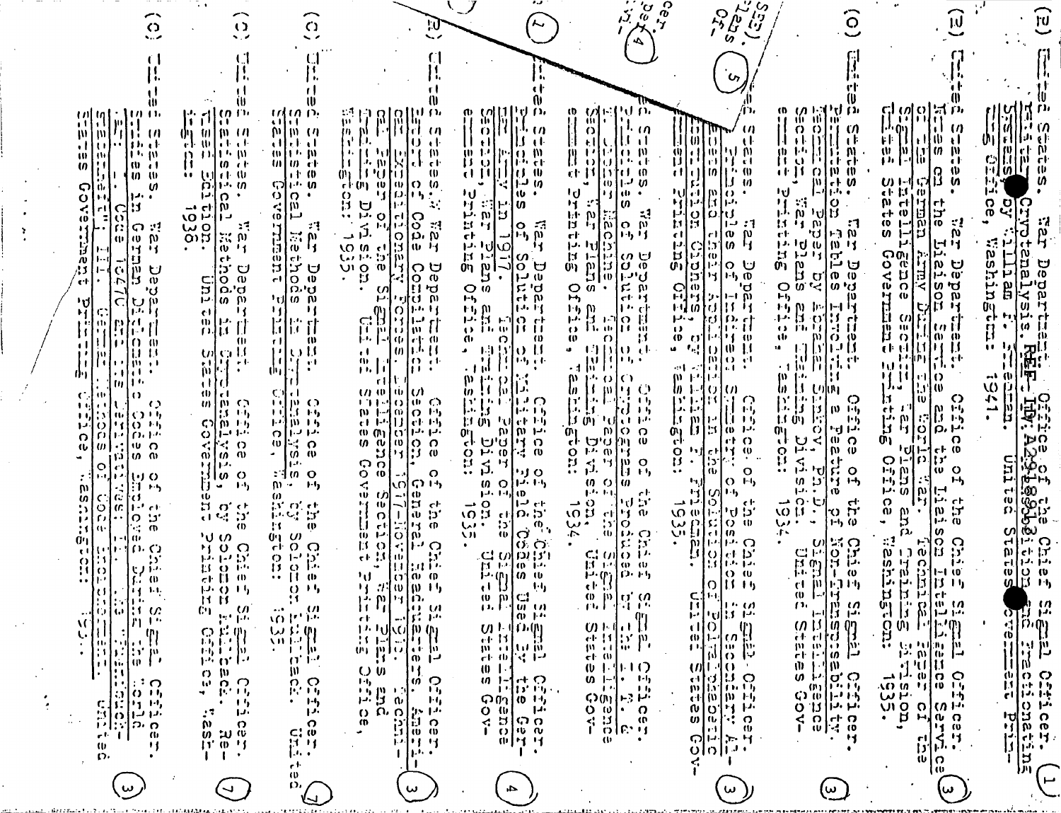(R) United States. War Department. Office of the Chief Signal Officer. Military Cryptanalysis. REF ID:A2918913 ...ition and Fractionating Systems by William F. Friedman. United States Government Printing Office, Washington: 1941. (1)

(R) United States. War Department. Office of the Chief Signal Officer. Notes on the Liaison Service and the Liaison Intelligence Service of the German Army During the World War. Technical Paper of the Signal Intelligence Section, War Plans and Training Division, United States Government Printing Office, Washington: 1935. (3)

(O) United States. War Department. Office of the Chief Signal Officer. Permutation Tables Involving a Feature of Non-Transposability. Technical Paper by Abraham Sinkov, Ph.D., Signal Intelligence Section, War Plans and Training Division. United States Government Printing Office, Washington: 1934. (3)

(SEC) United States. War Department. Office of the Chief Signal Officer. Principles of Indirect Symmetry of Position in Secondary Alphabets and their Application in the Solution of Polyalphabetic Substitution Ciphers, by William F. Friedman. United States Government Printing Office, Washington: 1935. (3) (5)

United States. War Department. Office of the Chief Signal Officer. Principles of Solution of Cryptograms Produced by the I. B. M. Cipher Machine. Technical Paper of the Signal Intelligence Section, War Plans and Training Division, United States Government Printing Office, Washington: 1934. (4)

(1) United States. War Department. Office of the Chief Signal Officer. Principles of Solution of Military Field Codes Used by the German Army in 1917. Technical Paper of the Signal Intelligence Section, War Plans and Training Division. United States Government Printing Office, Washington: 1935. (4)

(R) United States. War Department. Office of the Chief Signal Officer. Report of Code Compilation Section, General Headquarters, American Expeditionary Forces. December 1917-November 1918. Technical Paper of the Signal Intelligence Section, War Plans and Training Division. United States Government Printing Office, Washington: 1935. (3)

(C) United States. War Department. Office of the Chief Signal Officer. Statistical Methods in Cryptanalysis, by Solomon Kullback. United States Government Printing Office, Washington: 1935. (7)

(C) United States. War Department. Office of the Chief Signal Officer. Statistical Methods in Cryptanalysis, by Solomon Kullback. Revised Edition. United States Government Printing Office, Washington: 1936. (7)

(C) United States. War Department. Office of the Chief Signal Officer. Studies in German Diplomatic Codes Employed During the World War. I. Code 10470 and its Derivatives; II. ...; III. German Methods of Code Encipherment. United States Government Printing Office, Washington: 193.. (3)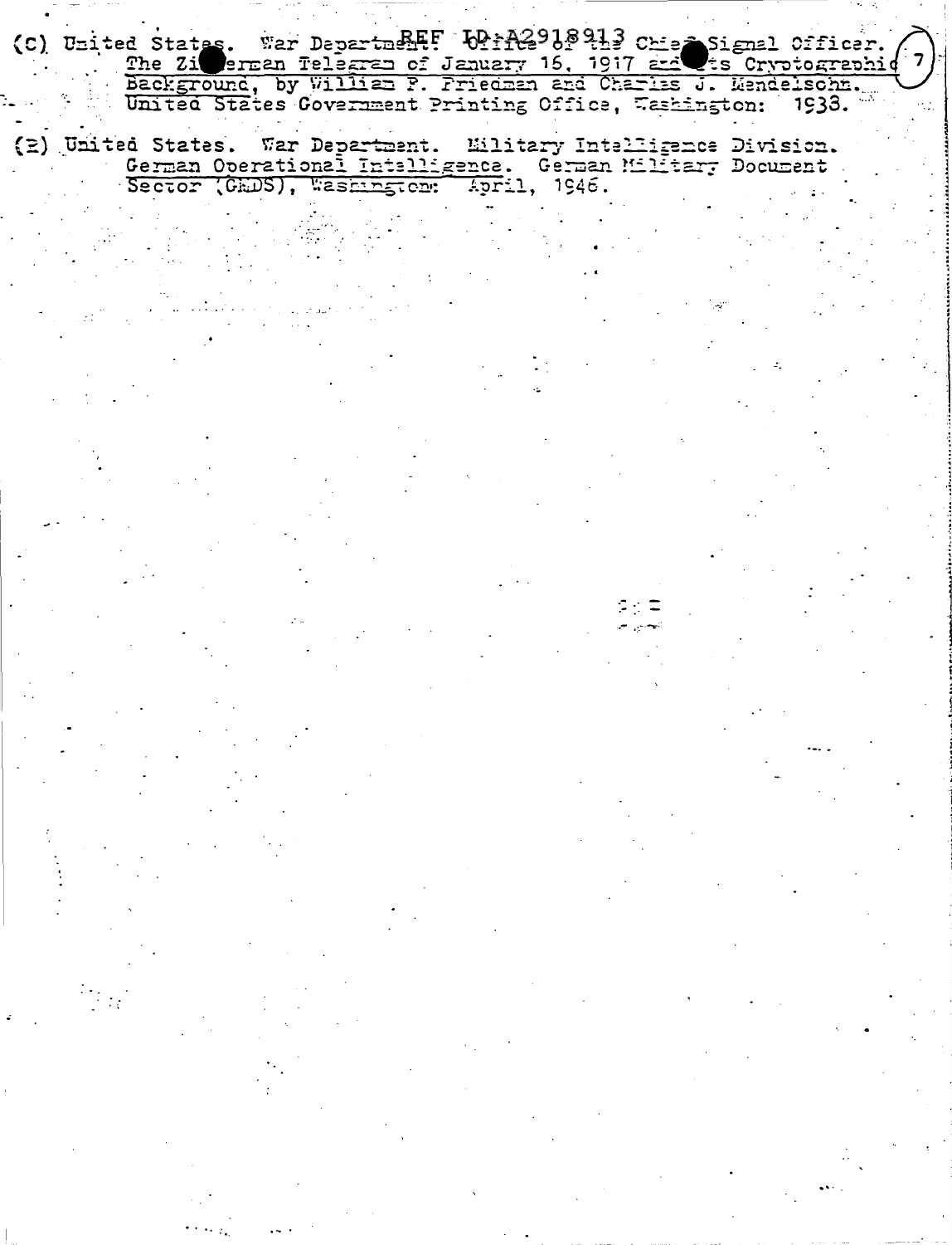(C) United States. War Department. Office of the Chief Signal Officer. The Zimmerman Telegram of January 16, 1917 and its Cryptographic Background, by William F. Friedman and Charles J. Mendelsohn. United States Government Printing Office, Washington: 1938.

(E) United States. War Department. Military Intelligence Division. German Operational Intelligence. German Military Document Sector (GMDS), Washington: April, 1946.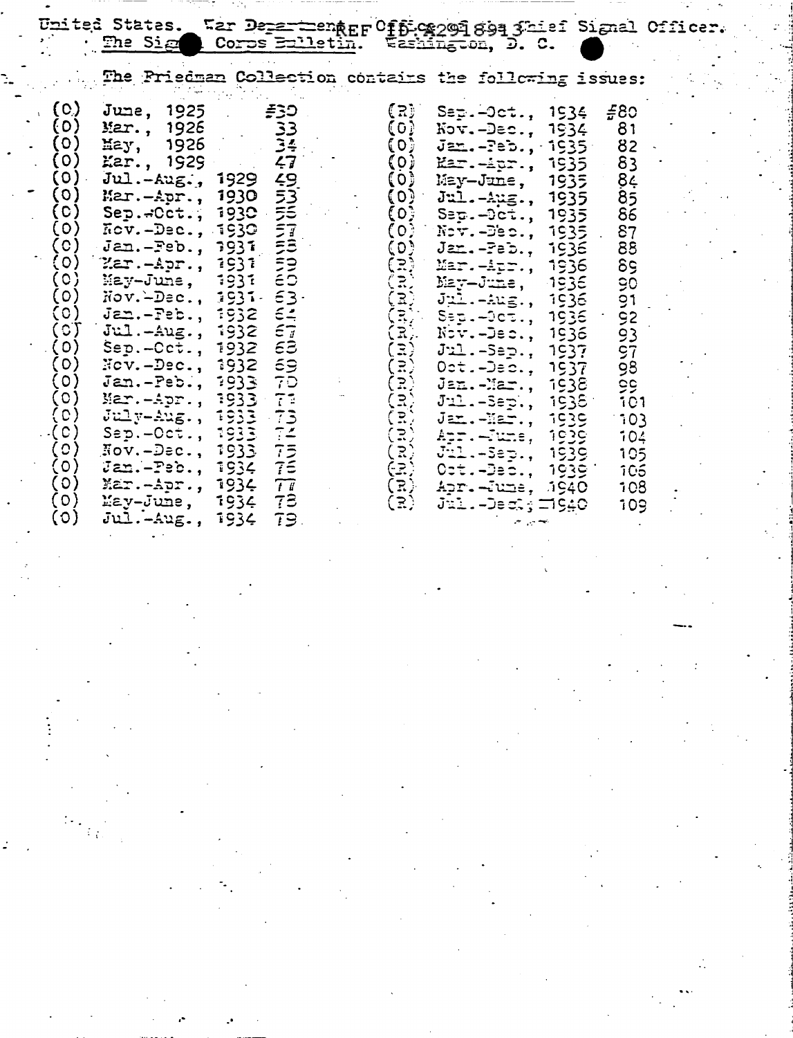United States. War Department. Office of the Chief Signal Officer.
The Signal Corps Bulletin. Washington, D. C.

REF ID:A2918913

The Friedman Collection contains the following issues:

| | | |
|---|---|---|
| (O) | June, 1925 | #30 |
| (O) | Mar., 1926 | 33 |
| (O) | May, 1926 | 34 |
| (O) | Mar., 1929 | 47 |
| (O) | Jul.-Aug., 1929 | 49 |
| (O) | Mar.-Apr., 1930 | 53 |
| (O) | Sep.-Oct., 1930 | 55 |
| (O) | Nov.-Dec., 1930 | 57 |
| (O) | Jan.-Feb., 1931 | 58 |
| (O) | Mar.-Apr., 1931 | 59 |
| (O) | May-June, 1931 | 60 |
| (O) | Nov.-Dec., 1931 | 63 |
| (O) | Jan.-Feb., 1932 | 64 |
| (O) | Jul.-Aug., 1932 | 67 |
| (O) | Sep.-Oct., 1932 | 68 |
| (O) | Nov.-Dec., 1932 | 69 |
| (O) | Jan.-Feb., 1933 | 70 |
| (O) | Mar.-Apr., 1933 | 71 |
| (O) | July-Aug., 1933 | 73 |
| (O) | Sep.-Oct., 1933 | 74 |
| (O) | Nov.-Dec., 1933 | 75 |
| (O) | Jan.-Feb., 1934 | 76 |
| (O) | Mar.-Apr., 1934 | 77 |
| (O) | May-June, 1934 | 78 |
| (O) | Jul.-Aug., 1934 | 79 |
| (R) | Sep.-Oct., 1934 | #80 |
| (O) | Nov.-Dec., 1934 | 81 |
| (O) | Jan.-Feb., 1935 | 82 |
| (O) | Mar.-Apr., 1935 | 83 |
| (O) | May-June, 1935 | 84 |
| (O) | Jul.-Aug., 1935 | 85 |
| (O) | Sep.-Oct., 1935 | 86 |
| (O) | Nov.-Dec., 1935 | 87 |
| (O) | Jan.-Feb., 1936 | 88 |
| (R) | Mar.-Apr., 1936 | 89 |
| (R) | May-June, 1936 | 90 |
| (R) | Jul.-Aug., 1936 | 91 |
| (R) | Sep.-Oct., 1936 | 92 |
| (R) | Nov.-Dec., 1936 | 93 |
| (R) | Jul.-Sep., 1937 | 97 |
| (R) | Oct.-Dec., 1937 | 98 |
| (R) | Jan.-Mar., 1938 | 99 |
| (R) | Jul.-Sep., 1938 | 101 |
| (R) | Jan.-Mar., 1939 | 103 |
| (R) | Apr.-June, 1939 | 104 |
| (R) | Jul.-Sep., 1939 | 105 |
| (R) | Oct.-Dec., 1939 | 106 |
| (R) | Apr.-June, 1940 | 108 |
| (R) | Jul.-Dec., 1940 | 109 |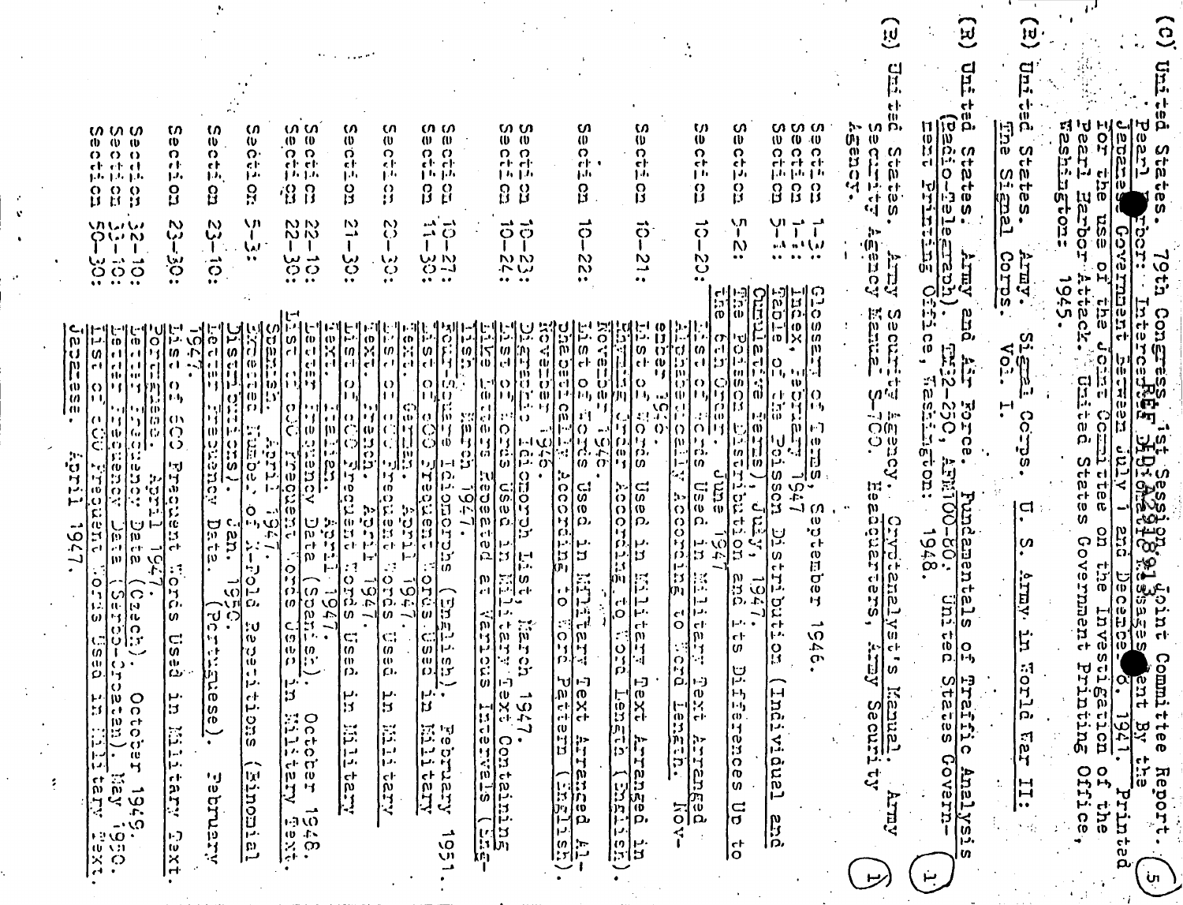REF ID:A291813

(C) United States. 79th Congress, 1st Session. Joint Committee Report. Pearl Harbor: Intercepted Messages Sent By the Japanese Government July 1 and December 8, 1941. Printed for the use of the Joint Committee on the Investigation of the Pearl Harbor Attack. United States Government Printing Office, Washington: 1945. (5)

(R) United States. Army. Signal Corps. U. S. Army in World War II: The Signal Corps. Vol. I. (1)

(R) United States. Army and Air Force. Fundamentals of Traffic Analysis (Radio-Telegraph). TM32-250, AFM100-80. United States Government Printing Office, Washington: 1948. (1)

(R) United States. Army Security Agency. Cryptanalyst's Manual. Army Security Agency Manual S-700. Headquarters, Army Security Agency. (1)

Section 1-3: Glossary of Terms, September 1946.
Section 1-4: Index, February 1947
Section 5-1: Table of the Poisson Distribution (Individual and Cumulative Terms), July, 1947.
Section 5-2: The Poisson Distribution and its Differences Up to the 6th Order. June 1947
Section 10-20: List of Words Used in Military Text Arranged Alphabetically According to Word Length. November 1946.
Section 10-21: List of Words Used in Military Text Arranged in Reverse Order According to Word Length (English). November 1946.
Section 10-22: List of Words Used in Military Text Arranged Alphabetically According to Word Pattern (English). November 1946.
Section 10-23: Digraphic Idiomorph List, March 1947.
Section 10-24: List of Words Used in Military Text Containing Five Letters Repeated at Various Intervals (English). March 1947.
Section 10-27: Four-Square Idiomorphs (English). February 1951.
Section 11-30: List of 600 Frequent Words Used in Military Text. German. April 1947.
Section 20-30: List of 600 Frequent Words Used in Military Text. French. April 1947.
Section 21-30: List of 600 Frequent Words Used in Military Text. Italian. April 1947.
Section 22-10: Letter Frequency Data (Spanish). October 1946.
Section 22-30: List of 600 Frequent Words Used in Military Text. Spanish. April 1947.
Section 5-3: Expected Number of X-Fold Repetitions (Binomial Distributions). Jan. 1950.
Section 23-10: Letter Frequency Data. (Portuguese). February 1947.
Section 23-30: List of 600 Frequent Words Used in Military Text. Portuguese. April 1947.
Section 32-10: Letter Frequency Data (Czech). October 1949.
Section 33-10: Letter Frequency Data (Serbo-Croatian). May 1950.
Section 50-30: List of 600 Frequent Words Used in Military Text. Japanese. April 1947.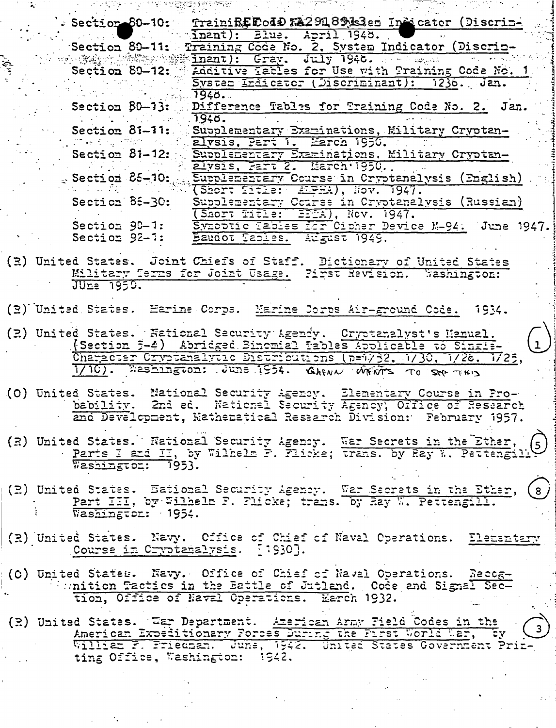Section 80-10: Training Code No. 1, System Indicator (Discriminant): Blue. April 1948.

Section 80-11: Training Code No. 2, System Indicator (Discriminant): Gray. July 1948.

Section 80-12: Additive Tables for Use with Training Code No. 1 System Indicator (Discriminant): 1236. Jan. 1948.

Section 80-13: Difference Tables for Training Code No. 2. Jan. 1948.

Section 81-11: Supplementary Examinations, Military Cryptanalysis, Part 1. March 1950.

Section 81-12: Supplementary Examinations, Military Cryptanalysis, Part 2. March 1950.

Section 86-10: Supplementary Course in Cryptanalysis (English) (Short Title: ALPHA), Nov. 1947.

Section 86-30: Supplementary Course in Cryptanalysis (Russian) (Short Title: BETA), Nov. 1947.

Section 90-1: Synoptic Tables for Cipher Device M-94. June 1947.

Section 92-1: Baudot Tables. August 1949.

(R) United States. Joint Chiefs of Staff. Dictionary of United States Military Terms for Joint Usage. First Revision. Washington: June 1950.

(R) United States. Marine Corps. Marine Corps Air-ground Code. 1934.

(R) United States. National Security Agency. Cryptanalyst's Manual. (Section 5-4) Abridged Binomial Tables Applicable to Single-Character Cryptanalytic Distributions (p=1/52, 1/30, 1/26, 1/25, 1/10). Washington: June 1954. GHENN WANTS TO SEE THIS (1)

(O) United States. National Security Agency. Elementary Course in Probability. 2nd ed. National Security Agency, Office of Research and Development, Mathematical Research Division: February 1957.

(R) United States. National Security Agency. War Secrets in the Ether, Parts I and II, by Wilhelm F. Flicke; trans. by Ray W. Pettengill. Washington: 1953. (5)

(R) United States. National Security Agency. War Secrets in the Ether, Part III, by Wilhelm F. Flicke; trans. by Ray W. Pettengill. Washington: 1954. (8)

(R) United States. Navy. Office of Chief of Naval Operations. Elementary Course in Cryptanalysis. [1930].

(C) United States. Navy. Office of Chief of Naval Operations. Recognition Tactics in the Battle of Jutland. Code and Signal Section, Office of Naval Operations. March 1932.

(R) United States. War Department. American Army Field Codes in the American Expeditionary Forces During the First World War, by William F. Friedman. June, 1942. United States Government Printing Office, Washington: 1942. (3)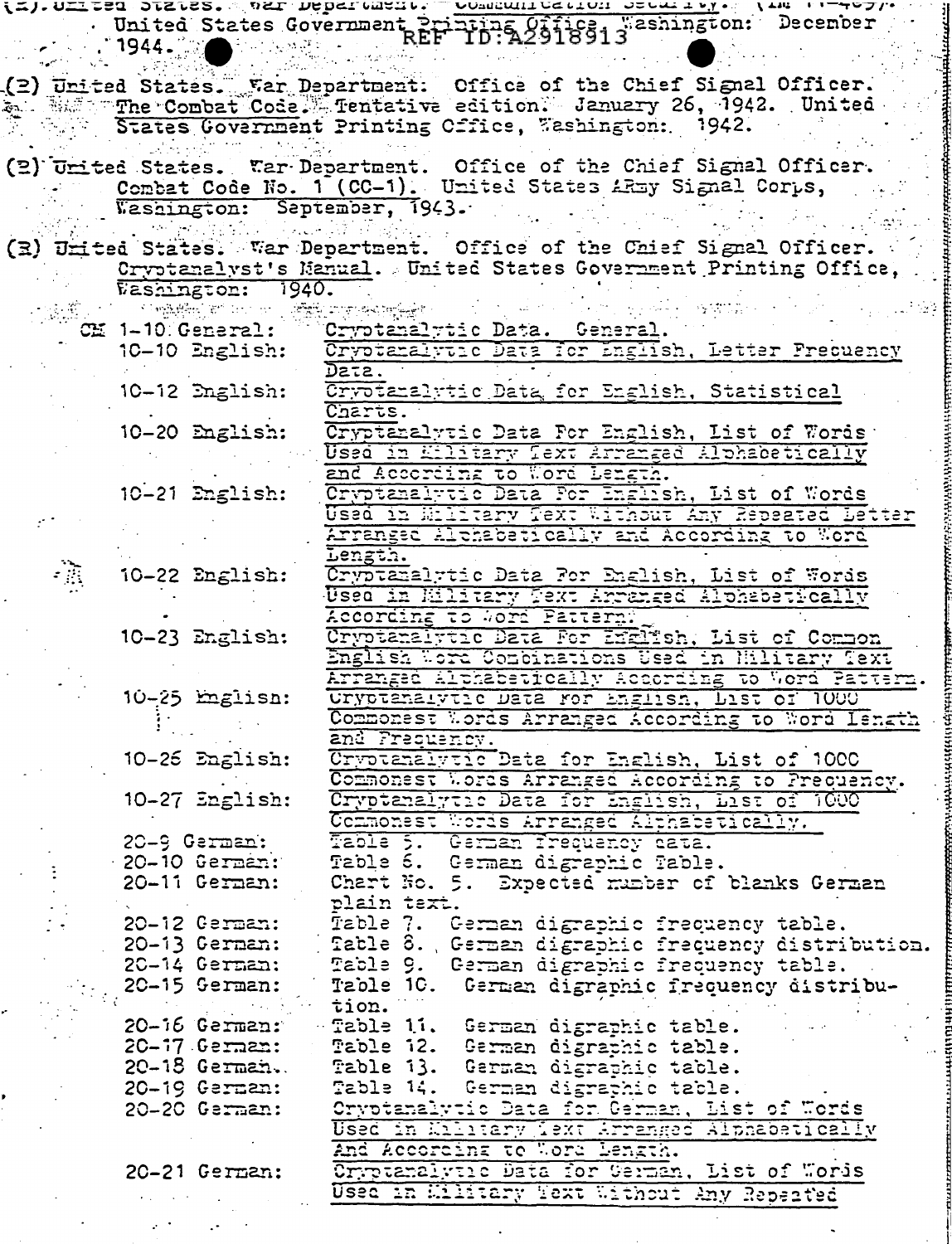(2). United States. War Department. Communication Security. (TM 11-469). United States Government Printing Office, Washington: December 1944.

REF ID:A2918913

(2) United States. War Department. Office of the Chief Signal Officer. The Combat Code. Tentative edition. January 26, 1942. United States Government Printing Office, Washington: 1942.

(2) United States. War Department. Office of the Chief Signal Officer. Combat Code No. 1 (CC-1). United States ARmy Signal Corps, Washington: September, 1943.

(3) United States. War Department. Office of the Chief Signal Officer. Cryptanalyst's Manual. United States Government Printing Office, Washington: 1940.

| | |
|---|---|
| CM 1-10 General: | Cryptanalytic Data. General. |
| 10-10 English: | Cryptanalytic Data for English, Letter Frequency Data. |
| 10-12 English: | Cryptanalytic Data for English, Statistical Charts. |
| 10-20 English: | Cryptanalytic Data For English, List of Words Used in Military Text Arranged Alphabetically and According to Word Length. |
| 10-21 English: | Cryptanalytic Data For English, List of Words Used in Military Text Without Any Repeated Letter Arranged Alphabetically and According to Word Length. |
| 10-22 English: | Cryptanalytic Data For English, List of Words Used in Military Text Arranged Alphabetically According to Word Pattern. |
| 10-23 English: | Cryptanalytic Data For English, List of Common English Word Combinations Used in Military Text Arranged Alphabetically According to Word Pattern. |
| 10-25 English: | Cryptanalytic Data for English, List of 1000 Commonest Words Arranged According to Word Length and Frequency. |
| 10-26 English: | Cryptanalytic Data for English, List of 1000 Commonest Words Arranged According to Frequency. |
| 10-27 English: | Cryptanalytic Data for English, List of 1000 Commonest Words Arranged Alphabetically. |
| 20-9 German: | Table 5. German frequency data. |
| 20-10 German: | Table 6. German digraphic Table. |
| 20-11 German: | Chart No. 5. Expected number of blanks German plain text. |
| 20-12 German: | Table 7. German digraphic frequency table. |
| 20-13 German: | Table 8. German digraphic frequency distribution. |
| 20-14 German: | Table 9. German digraphic frequency table. |
| 20-15 German: | Table 10. German digraphic frequency distribution. |
| 20-16 German: | Table 11. German digraphic table. |
| 20-17 German: | Table 12. German digraphic table. |
| 20-18 German: | Table 13. German digraphic table. |
| 20-19 German: | Table 14. German digraphic table. |
| 20-20 German: | Cryptanalytic Data for German, List of Words Used in Military Text Arranged Alphabetically And According to Word Length. |
| 20-21 German: | Cryptanalytic Data for German, List of Words Used in Military Text Without Any Repeated |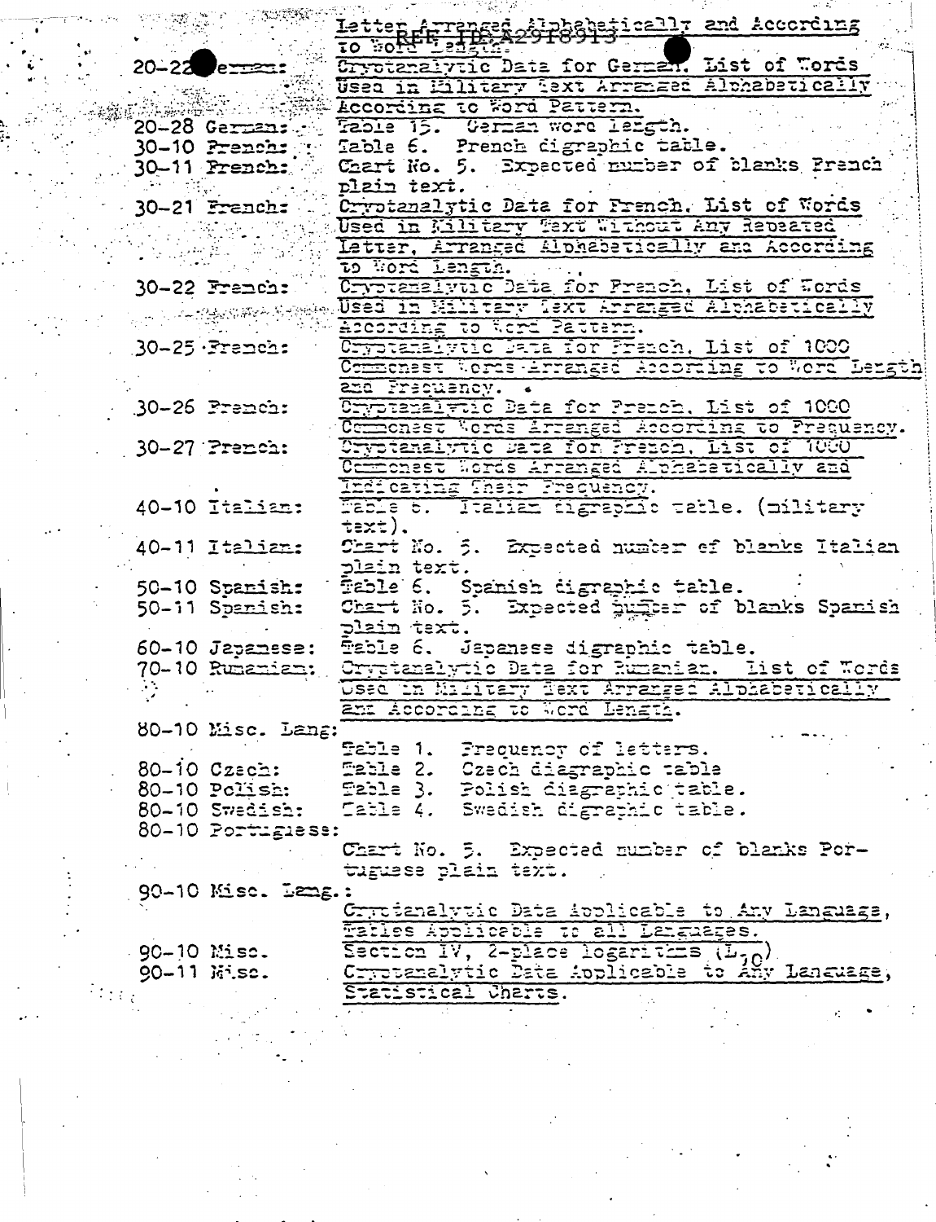Letter Arranged Alphabetically and According to Word Length.

REF ID:A2918913

| | |
|---|---|
| 20-22 German: | Cryptanalytic Data for German. List of Words Used in Military Text Arranged Alphabetically According to Word Pattern. |
| 20-28 German: | Table 15. German word length. |
| 30-10 French: | Table 6. French digraphic table. |
| 30-11 French: | Chart No. 5. Expected number of blanks French plain text. |
| 30-21 French: | Cryptanalytic Data for French. List of Words Used in Military Text Without Any Repeated Letter, Arranged Alphabetically and According to Word Length. |
| 30-22 French: | Cryptanalytic Data for French. List of Words Used in Military Text Arranged Alphabetically According to Word Pattern. |
| 30-25 French: | Cryptanalytic Data for French. List of 1000 Commonest Words Arranged According to Word Length and Frequency. |
| 30-26 French: | Cryptanalytic Data for French. List of 1000 Commonest Words Arranged According to Frequency. |
| 30-27 French: | Cryptanalytic Data for French. List of 1000 Commonest Words Arranged Alphabetically and Indicating Their Frequency. |
| 40-10 Italian: | Table 6. Italian digraphic table. (military text). |
| 40-11 Italian: | Chart No. 5. Expected number of blanks Italian plain text. |
| 50-10 Spanish: | Table 6. Spanish digraphic table. |
| 50-11 Spanish: | Chart No. 5. Expected number of blanks Spanish plain text. |
| 60-10 Japanese: | Table 6. Japanese digraphic table. |
| 70-10 Rumanian: | Cryptanalytic Data for Rumanian. List of Words Used in Military Text Arranged Alphabetically and According to Word Length. |
| 80-10 Misc. Lang: | Table 1. Frequency of letters. |
| 80-10 Czech: | Table 2. Czech diagraphic table |
| 80-10 Polish: | Table 3. Polish digraphic table. |
| 80-10 Swedish: | Table 4. Swedish digraphic table. |
| 80-10 Portuguese: | Chart No. 5. Expected number of blanks Portuguese plain text. |
| 90-10 Misc. Lang.: | Cryptanalytic Data Applicable to Any Language, Tables Applicable to all Languages. |
| 90-10 Misc. | Section IV, 2-place logarithms ($L_{10}$) |
| 90-11 Misc. | Cryptanalytic Data Applicable to Any Language, Statistical Charts. |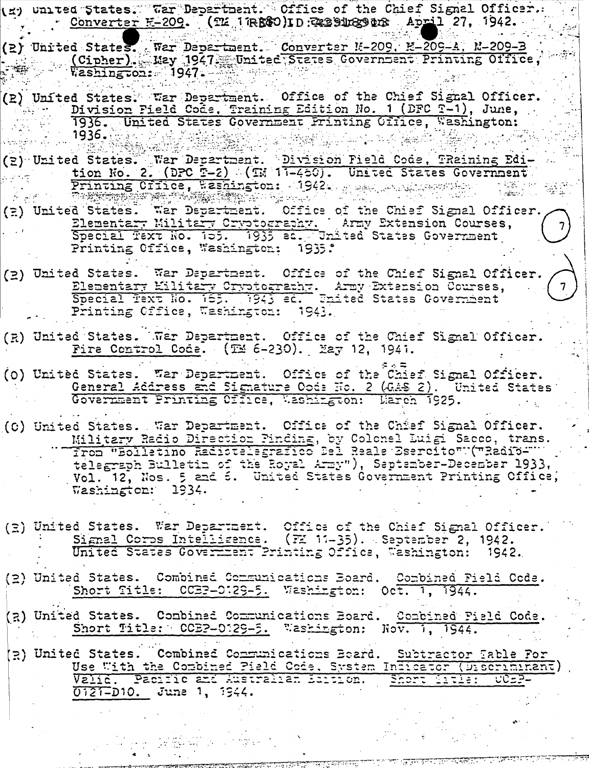(R) United States. War Department. Office of the Chief Signal Officer. Converter M-209. (TM 11-380) April 27, 1942.

(R) United States. War Department. Converter M-209, M-209-A, M-209-B (Cipher). May 1947. United States Government Printing Office, Washington: 1947.

(R) United States. War Department. Office of the Chief Signal Officer. Division Field Code, Training Edition No. 1 (DFC T-1), June, 1936. United States Government Printing Office, Washington: 1936.

(R) United States. War Department. Division Field Code, TRaining Edition No. 2. (DFC T-2) (TM 11-460). United States Government Printing Office, Washington: 1942.

(R) United States. War Department. Office of the Chief Signal Officer. Elementary Military Cryptography. Army Extension Courses, Special Text No. 165. 1935 ed. United States Government Printing Office, Washington: 1935. (7)

(R) United States. War Department. Office of the Chief Signal Officer. Elementary Military Cryptography. Army Extension Courses, Special Text No. 165. 1943 ed. United States Government Printing Office, Washington: 1943. (7)

(R) United States. War Department. Office of the Chief Signal Officer. Fire Control Code. (TM 6-230). May 12, 1941.

(O) United States. War Department. Office of the Chief Signal Officer. General Address and Signature Code No. 2 (GAS 2). United States Government Printing Office, Washington: March 1925.

(O) United States. War Department. Office of the Chief Signal Officer. Military Radio Direction Finding, by Colonel Luigi Sacco, trans. from "Bolletino Radiotelegrafico Del Reale Esercito" ("Radio-telegraph Bulletin of the Royal Army"), September-December 1933, Vol. 12, Nos. 5 and 6. United States Government Printing Office, Washington: 1934.

(R) United States. War Department. Office of the Chief Signal Officer. Signal Corps Intelligence. (FM 11-35). September 2, 1942. United States Government Printing Office, Washington: 1942.

(R) United States. Combined Communications Board. Combined Field Code. Short Title: CCBP-0129-5. Washington: Oct. 1, 1944.

(R) United States. Combined Communications Board. Combined Field Code. Short Title: CCBP-0129-5. Washington: Nov. 1, 1944.

(R) United States. Combined Communications Board. Subtractor Table For Use With the Combined Field Code. System Indicator (Discriminant) Valid. Pacific and Australian Edition. Short Title: CCBP-0121-D10. June 1, 1944.